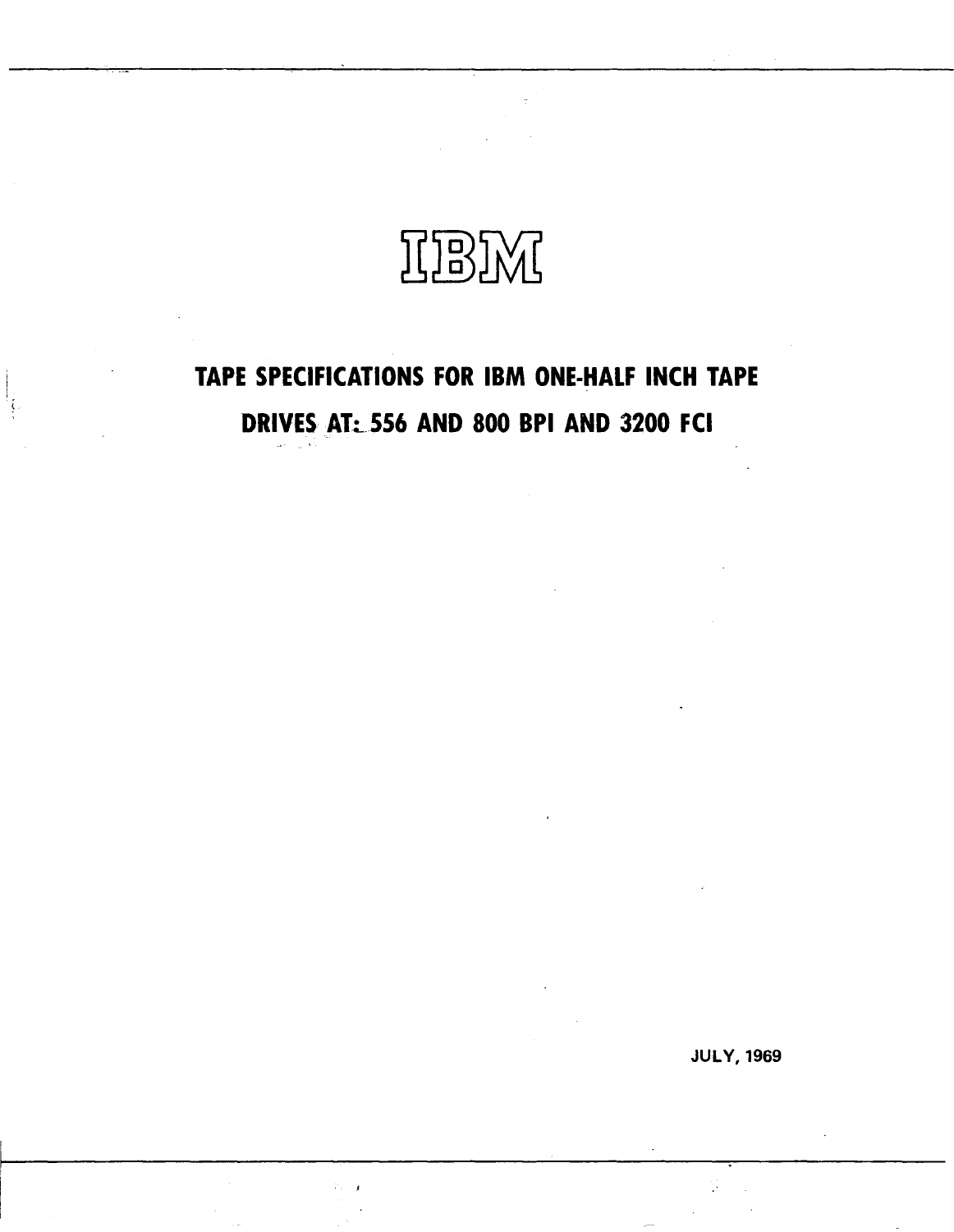# IBM

## TAPE SPECIFICATIONS FOR IBM ONE-HALF INCH TAPE DRIVES AT: 556 AND 800 BPI AND 3200 FCI

JULY, 1969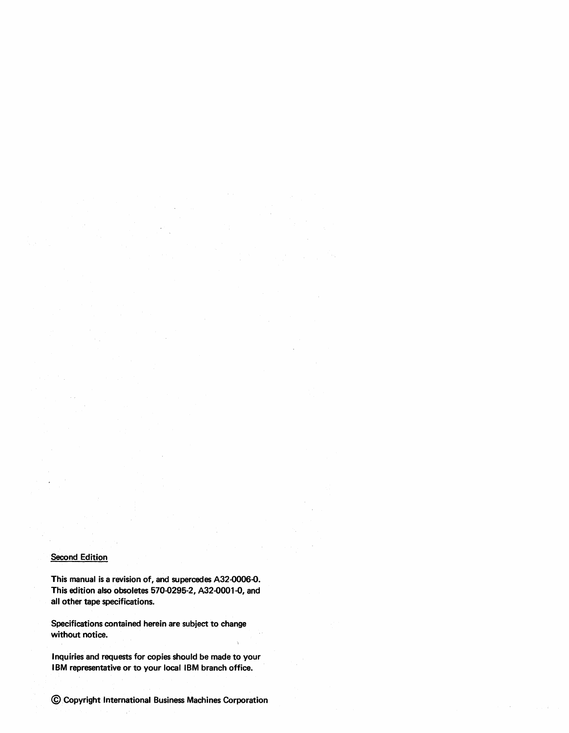<u>Second Edition</u>

This manual is a revision of, and supercedes A32-0006-0. This edition also obsoletes 570-0295-2, A32-0001-0, and all other tape specifications.

Specifications contained herein are subject to change without notice.

Inquiries and requests for copies should be made to your IBM representative or to your local IBM branch office.

© Copyright International Business Machines Corporation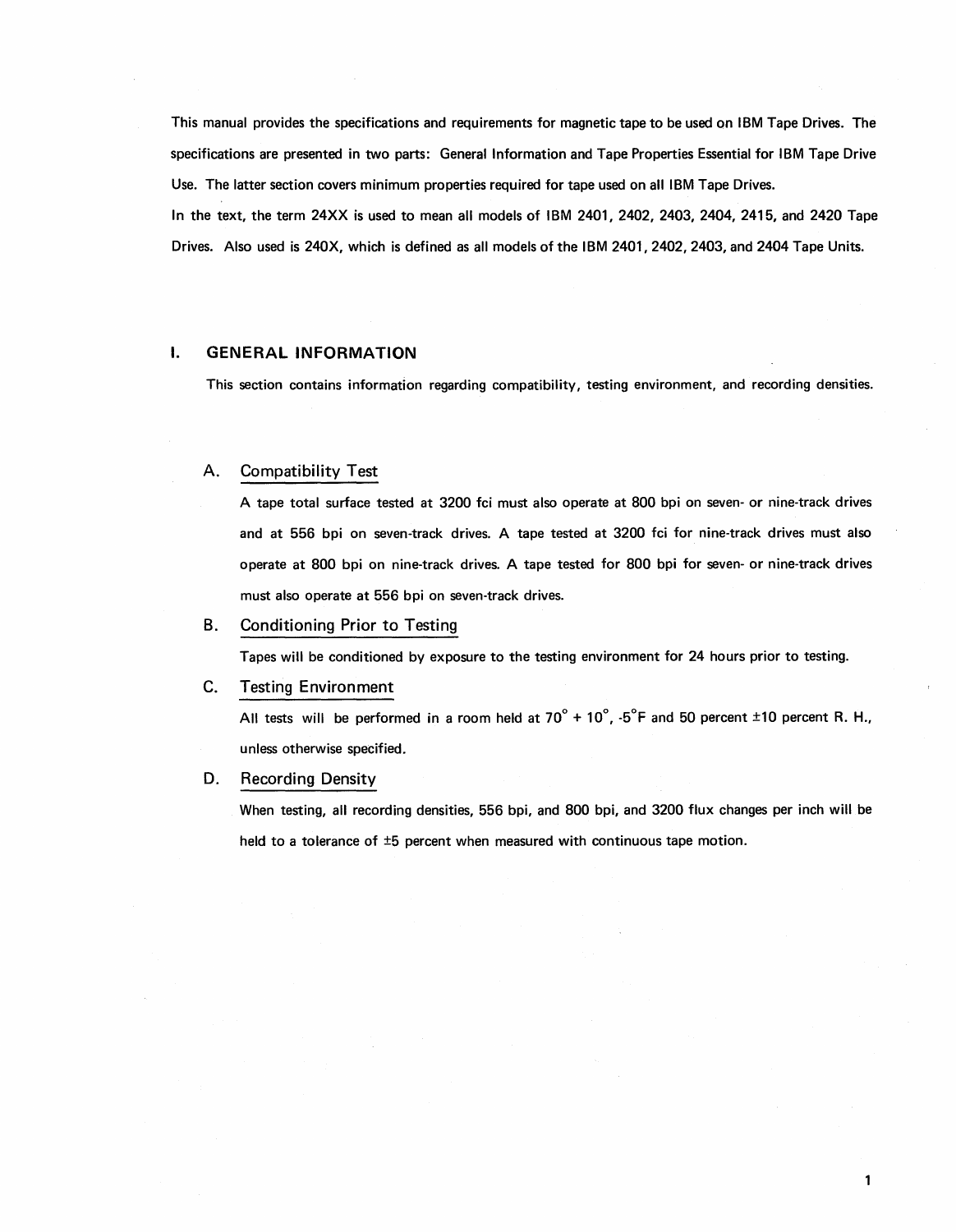This manual provides the specifications and requirements for magnetic tape to be used on IBM Tape Drives. The specifications are presented in two parts: General Information and Tape Properties Essential for IBM Tape Drive Use. The latter section covers minimum properties required for tape used on all IBM Tape Drives.

In the text, the term 24XX is used to mean all models of IBM 2401, 2402, 2403, 2404, 2415, and 2420 Tape Drives. Also used is 240X, which is defined as all models of the IBM 2401, 2402, 2403, and 2404 Tape Units.

## I. GENERAL INFORMATION

This section contains information regarding compatibility, testing environment, and recording densities.

### A. Compatibility Test

A tape total surface tested at 3200 fci must also operate at 800 bpi on seven- or nine-track drives and at 556 bpi on seven-track drives. A tape tested at 3200 fci for nine-track drives must also operate at 800 bpi on nine-track drives. A tape tested for 800 bpi for seven- or nine-track drives must also operate at 556 bpi on seven-track drives.

### B. Conditioning Prior to Testing

Tapes will be conditioned by exposure to the testing environment for 24 hours prior to testing.

### C. Testing Environment

All tests will be performed in a room held at $70^\circ$ + $10^\circ$, -$5^\circ$F and 50 percent ±10 percent R. H., unless otherwise specified.

### D. Recording Density

When testing, all recording densities, 556 bpi, and 800 bpi, and 3200 flux changes per inch will be held to a tolerance of ±5 percent when measured with continuous tape motion.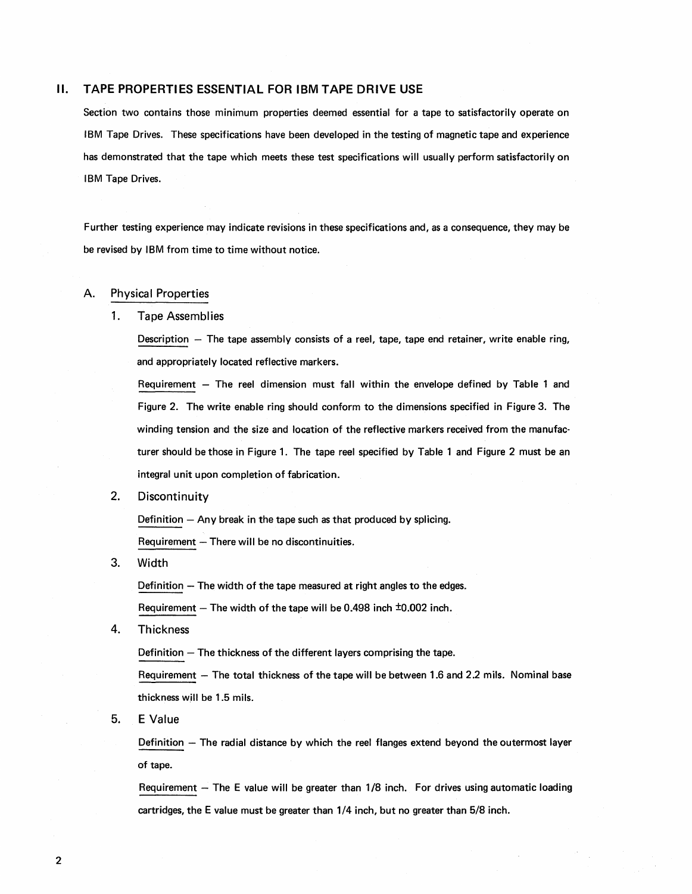## II. TAPE PROPERTIES ESSENTIAL FOR IBM TAPE DRIVE USE

Section two contains those minimum properties deemed essential for a tape to satisfactorily operate on IBM Tape Drives. These specifications have been developed in the testing of magnetic tape and experience has demonstrated that the tape which meets these test specifications will usually perform satisfactorily on IBM Tape Drives.

Further testing experience may indicate revisions in these specifications and, as a consequence, they may be be revised by IBM from time to time without notice.

### A. Physical Properties

#### 1. Tape Assemblies

Description – The tape assembly consists of a reel, tape, tape end retainer, write enable ring, and appropriately located reflective markers.

Requirement – The reel dimension must fall within the envelope defined by Table 1 and Figure 2. The write enable ring should conform to the dimensions specified in Figure 3. The winding tension and the size and location of the reflective markers received from the manufacturer should be those in Figure 1. The tape reel specified by Table 1 and Figure 2 must be an integral unit upon completion of fabrication.

#### 2. Discontinuity

Definition – Any break in the tape such as that produced by splicing.

Requirement – There will be no discontinuities.

#### 3. Width

Definition – The width of the tape measured at right angles to the edges.

Requirement – The width of the tape will be 0.498 inch ±0.002 inch.

#### 4. Thickness

Definition – The thickness of the different layers comprising the tape.

Requirement – The total thickness of the tape will be between 1.6 and 2.2 mils. Nominal base thickness will be 1.5 mils.

#### 5. E Value

Definition – The radial distance by which the reel flanges extend beyond the outermost layer of tape.

Requirement – The E value will be greater than 1/8 inch. For drives using automatic loading cartridges, the E value must be greater than 1/4 inch, but no greater than 5/8 inch.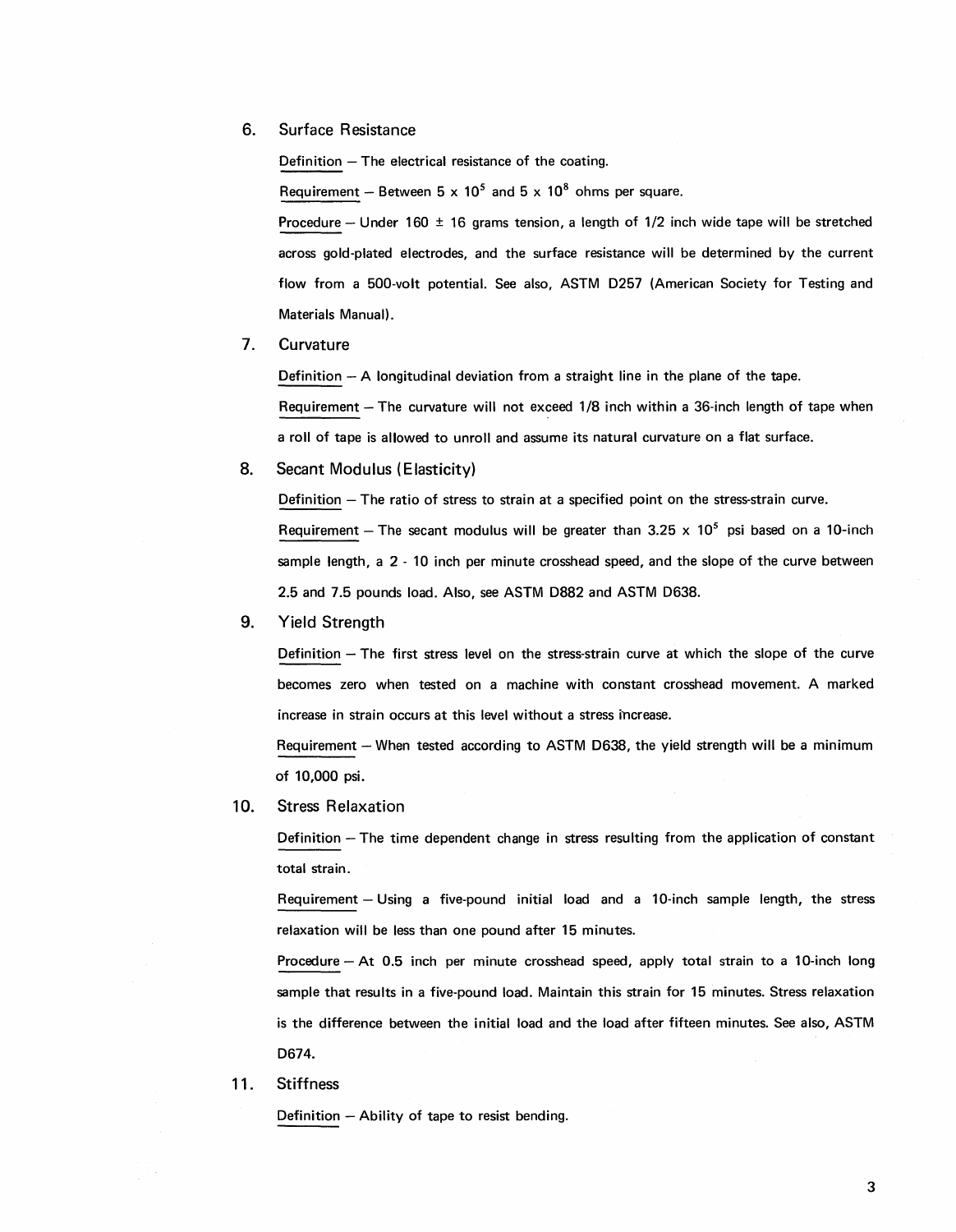6. Surface Resistance

   Definition — The electrical resistance of the coating.

   Requirement — Between $5 \times 10^5$ and $5 \times 10^8$ ohms per square.

   Procedure — Under 160 ± 16 grams tension, a length of 1/2 inch wide tape will be stretched across gold-plated electrodes, and the surface resistance will be determined by the current flow from a 500-volt potential. See also, ASTM D257 (American Society for Testing and Materials Manual).

7. Curvature

   Definition — A longitudinal deviation from a straight line in the plane of the tape.

   Requirement — The curvature will not exceed 1/8 inch within a 36-inch length of tape when a roll of tape is allowed to unroll and assume its natural curvature on a flat surface.

8. Secant Modulus (Elasticity)

   Definition — The ratio of stress to strain at a specified point on the stress-strain curve.

   Requirement — The secant modulus will be greater than $3.25 \times 10^5$ psi based on a 10-inch sample length, a 2 - 10 inch per minute crosshead speed, and the slope of the curve between 2.5 and 7.5 pounds load. Also, see ASTM D882 and ASTM D638.

9. Yield Strength

   Definition — The first stress level on the stress-strain curve at which the slope of the curve becomes zero when tested on a machine with constant crosshead movement. A marked increase in strain occurs at this level without a stress increase.

   Requirement — When tested according to ASTM D638, the yield strength will be a minimum of 10,000 psi.

10. Stress Relaxation

    Definition — The time dependent change in stress resulting from the application of constant total strain.

    Requirement — Using a five-pound initial load and a 10-inch sample length, the stress relaxation will be less than one pound after 15 minutes.

    Procedure — At 0.5 inch per minute crosshead speed, apply total strain to a 10-inch long sample that results in a five-pound load. Maintain this strain for 15 minutes. Stress relaxation is the difference between the initial load and the load after fifteen minutes. See also, ASTM D674.

11. Stiffness

    Definition — Ability of tape to resist bending.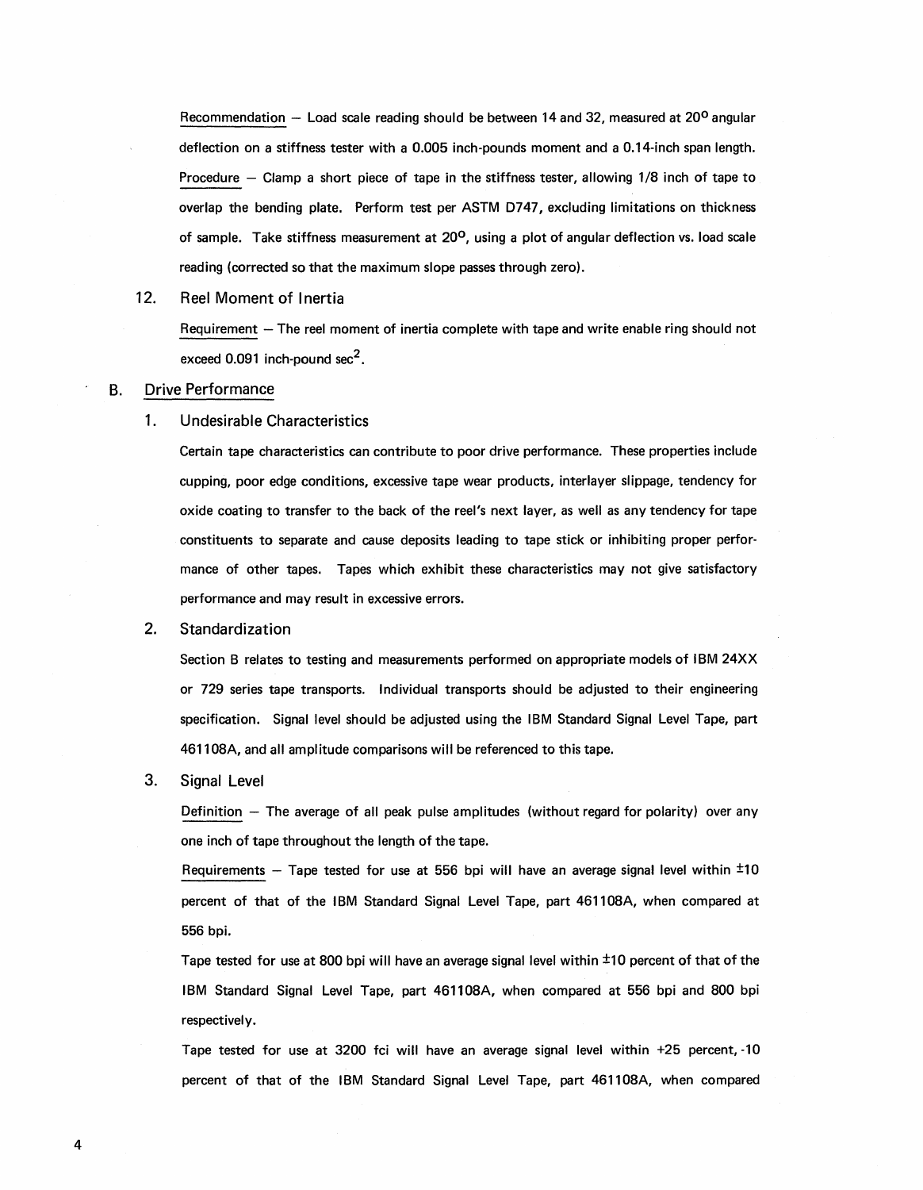Recommendation — Load scale reading should be between 14 and 32, measured at $20^{\circ}$ angular deflection on a stiffness tester with a 0.005 inch-pounds moment and a 0.14-inch span length.

Procedure — Clamp a short piece of tape in the stiffness tester, allowing 1/8 inch of tape to overlap the bending plate. Perform test per ASTM D747, excluding limitations on thickness of sample. Take stiffness measurement at $20^{\circ}$, using a plot of angular deflection vs. load scale reading (corrected so that the maximum slope passes through zero).

### 12. Reel Moment of Inertia

Requirement — The reel moment of inertia complete with tape and write enable ring should not exceed 0.091 inch-pound $sec^2$.

## B. Drive Performance

### 1. Undesirable Characteristics

Certain tape characteristics can contribute to poor drive performance. These properties include cupping, poor edge conditions, excessive tape wear products, interlayer slippage, tendency for oxide coating to transfer to the back of the reel's next layer, as well as any tendency for tape constituents to separate and cause deposits leading to tape stick or inhibiting proper performance of other tapes. Tapes which exhibit these characteristics may not give satisfactory performance and may result in excessive errors.

### 2. Standardization

Section B relates to testing and measurements performed on appropriate models of IBM 24XX or 729 series tape transports. Individual transports should be adjusted to their engineering specification. Signal level should be adjusted using the IBM Standard Signal Level Tape, part 461108A, and all amplitude comparisons will be referenced to this tape.

### 3. Signal Level

Definition — The average of all peak pulse amplitudes (without regard for polarity) over any one inch of tape throughout the length of the tape.

Requirements — Tape tested for use at 556 bpi will have an average signal level within ±10 percent of that of the IBM Standard Signal Level Tape, part 461108A, when compared at 556 bpi.

Tape tested for use at 800 bpi will have an average signal level within ±10 percent of that of the IBM Standard Signal Level Tape, part 461108A, when compared at 556 bpi and 800 bpi respectively.

Tape tested for use at 3200 fci will have an average signal level within +25 percent, -10 percent of that of the IBM Standard Signal Level Tape, part 461108A, when compared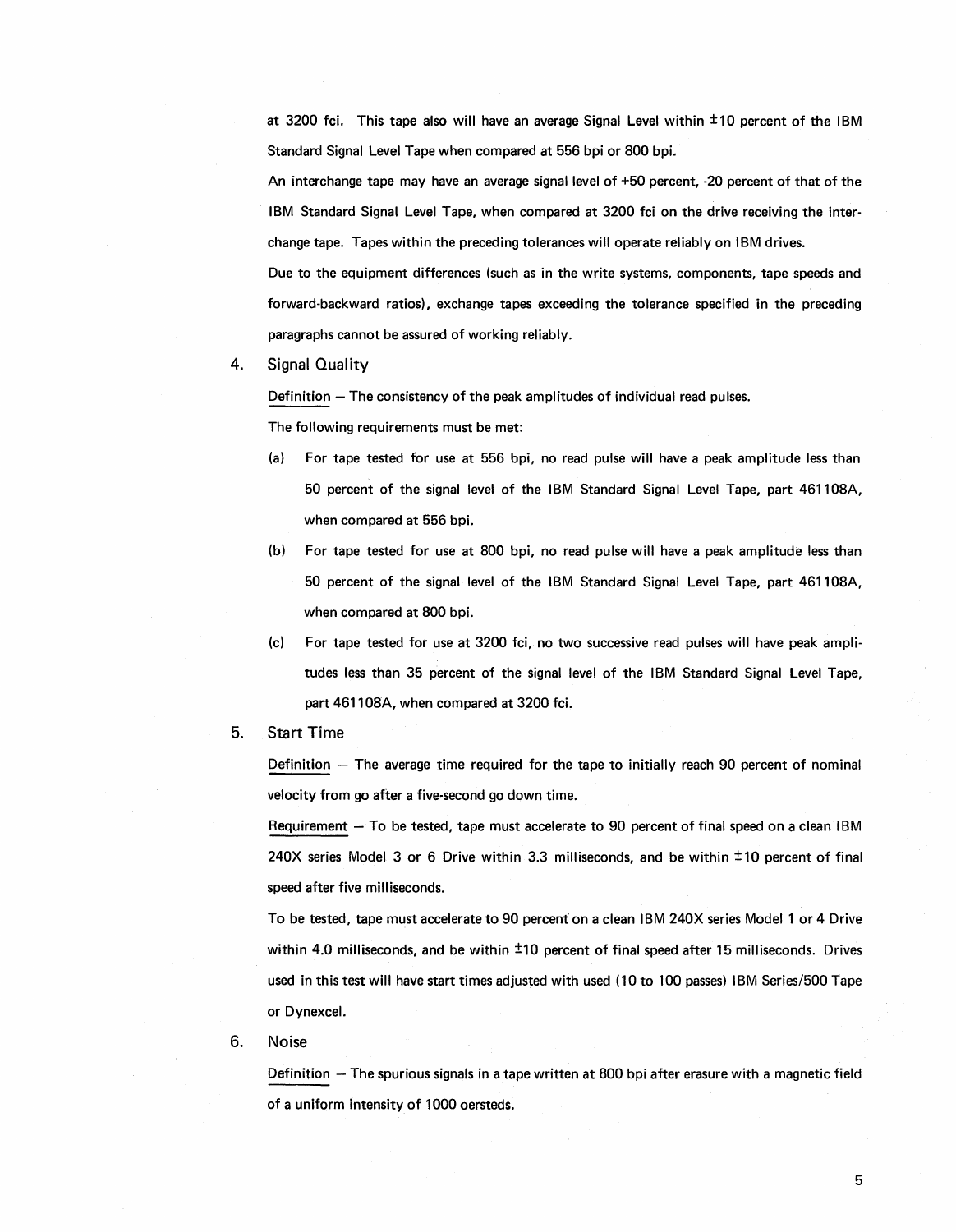at 3200 fci. This tape also will have an average Signal Level within ±10 percent of the IBM Standard Signal Level Tape when compared at 556 bpi or 800 bpi.

An interchange tape may have an average signal level of +50 percent, -20 percent of that of the IBM Standard Signal Level Tape, when compared at 3200 fci on the drive receiving the interchange tape. Tapes within the preceding tolerances will operate reliably on IBM drives.

Due to the equipment differences (such as in the write systems, components, tape speeds and forward-backward ratios), exchange tapes exceeding the tolerance specified in the preceding paragraphs cannot be assured of working reliably.

4. Signal Quality

<u>Definition</u> – The consistency of the peak amplitudes of individual read pulses.

The following requirements must be met:

(a) For tape tested for use at 556 bpi, no read pulse will have a peak amplitude less than 50 percent of the signal level of the IBM Standard Signal Level Tape, part 461108A, when compared at 556 bpi.

(b) For tape tested for use at 800 bpi, no read pulse will have a peak amplitude less than 50 percent of the signal level of the IBM Standard Signal Level Tape, part 461108A, when compared at 800 bpi.

(c) For tape tested for use at 3200 fci, no two successive read pulses will have peak amplitudes less than 35 percent of the signal level of the IBM Standard Signal Level Tape, part 461108A, when compared at 3200 fci.

5. Start Time

<u>Definition</u> – The average time required for the tape to initially reach 90 percent of nominal velocity from go after a five-second go down time.

<u>Requirement</u> – To be tested, tape must accelerate to 90 percent of final speed on a clean IBM 240X series Model 3 or 6 Drive within 3.3 milliseconds, and be within ±10 percent of final speed after five milliseconds.

To be tested, tape must accelerate to 90 percent on a clean IBM 240X series Model 1 or 4 Drive within 4.0 milliseconds, and be within ±10 percent of final speed after 15 milliseconds. Drives used in this test will have start times adjusted with used (10 to 100 passes) IBM Series/500 Tape or Dynexcel.

6. Noise

<u>Definition</u> – The spurious signals in a tape written at 800 bpi after erasure with a magnetic field of a uniform intensity of 1000 oersteds.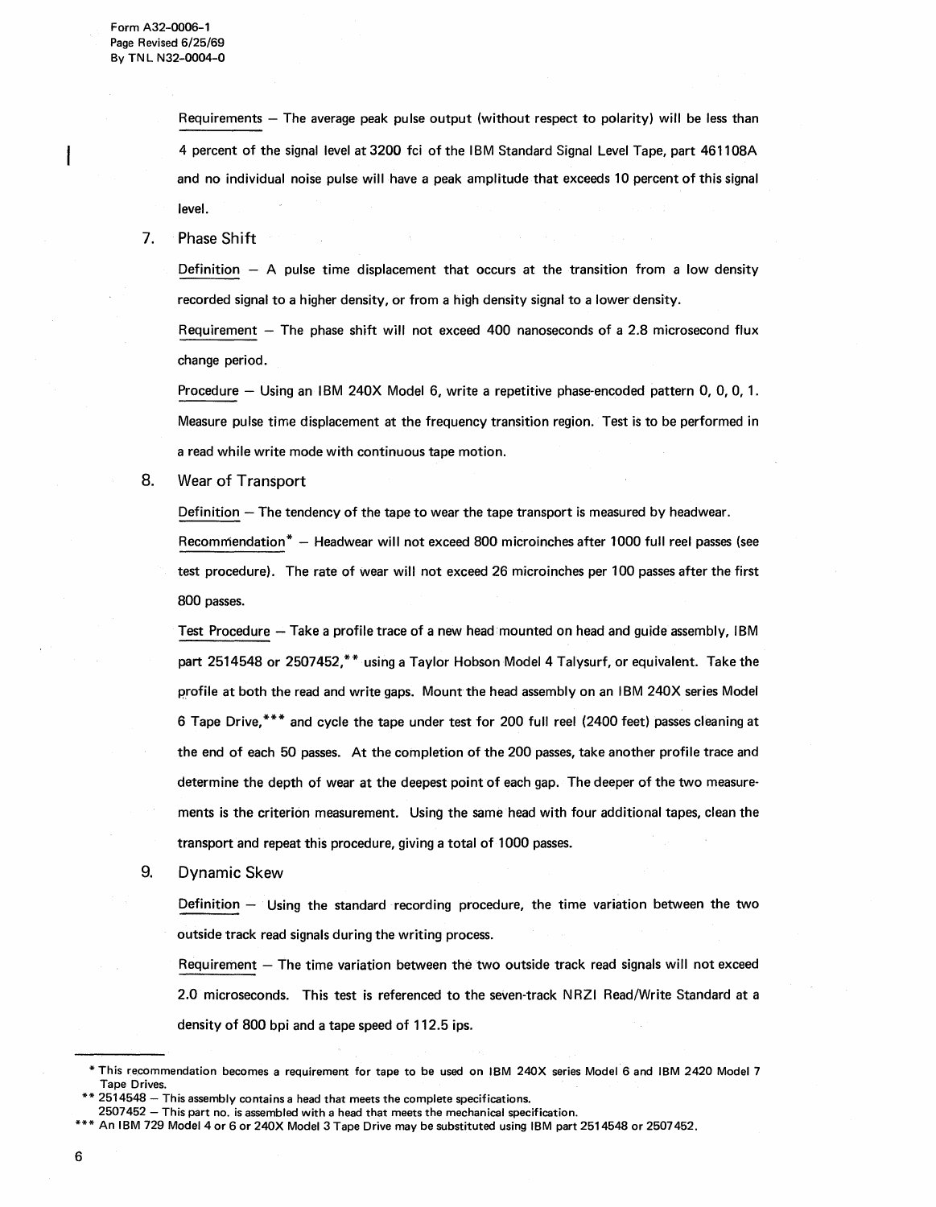Requirements — The average peak pulse output (without respect to polarity) will be less than 4 percent of the signal level at 3200 fci of the IBM Standard Signal Level Tape, part 461108A and no individual noise pulse will have a peak amplitude that exceeds 10 percent of this signal level.

7. Phase Shift

   Definition — A pulse time displacement that occurs at the transition from a low density recorded signal to a higher density, or from a high density signal to a lower density.

   Requirement — The phase shift will not exceed 400 nanoseconds of a 2.8 microsecond flux change period.

   Procedure — Using an IBM 240X Model 6, write a repetitive phase-encoded pattern 0, 0, 0, 1. Measure pulse time displacement at the frequency transition region. Test is to be performed in a read while write mode with continuous tape motion.

8. Wear of Transport

   Definition — The tendency of the tape to wear the tape transport is measured by headwear.

   Recommendation* — Headwear will not exceed 800 microinches after 1000 full reel passes (see test procedure). The rate of wear will not exceed 26 microinches per 100 passes after the first 800 passes.

   Test Procedure — Take a profile trace of a new head mounted on head and guide assembly, IBM part 2514548 or 2507452,** using a Taylor Hobson Model 4 Talysurf, or equivalent. Take the profile at both the read and write gaps. Mount the head assembly on an IBM 240X series Model 6 Tape Drive,*** and cycle the tape under test for 200 full reel (2400 feet) passes cleaning at the end of each 50 passes. At the completion of the 200 passes, take another profile trace and determine the depth of wear at the deepest point of each gap. The deeper of the two measurements is the criterion measurement. Using the same head with four additional tapes, clean the transport and repeat this procedure, giving a total of 1000 passes.

9. Dynamic Skew

   Definition — Using the standard recording procedure, the time variation between the two outside track read signals during the writing process.

   Requirement — The time variation between the two outside track read signals will not exceed 2.0 microseconds. This test is referenced to the seven-track NRZI Read/Write Standard at a density of 800 bpi and a tape speed of 112.5 ips.

---

\* This recommendation becomes a requirement for tape to be used on IBM 240X series Model 6 and IBM 2420 Model 7 Tape Drives.

\*\* 2514548 — This assembly contains a head that meets the complete specifications.
2507452 — This part no. is assembled with a head that meets the mechanical specification.

\*\*\* An IBM 729 Model 4 or 6 or 240X Model 3 Tape Drive may be substituted using IBM part 2514548 or 2507452.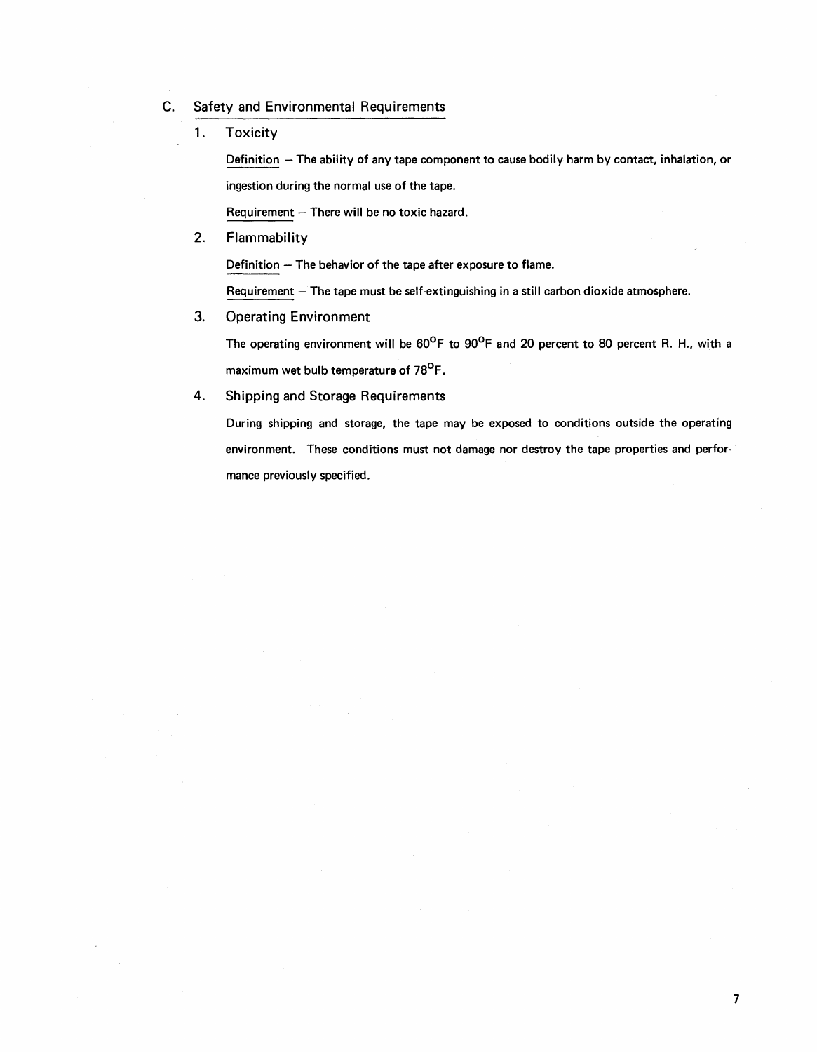## C. Safety and Environmental Requirements

### 1. Toxicity

Definition — The ability of any tape component to cause bodily harm by contact, inhalation, or ingestion during the normal use of the tape.

Requirement — There will be no toxic hazard.

### 2. Flammability

Definition — The behavior of the tape after exposure to flame.

Requirement — The tape must be self-extinguishing in a still carbon dioxide atmosphere.

### 3. Operating Environment

The operating environment will be 60°F to 90°F and 20 percent to 80 percent R. H., with a maximum wet bulb temperature of 78°F.

### 4. Shipping and Storage Requirements

During shipping and storage, the tape may be exposed to conditions outside the operating environment. These conditions must not damage nor destroy the tape properties and performance previously specified.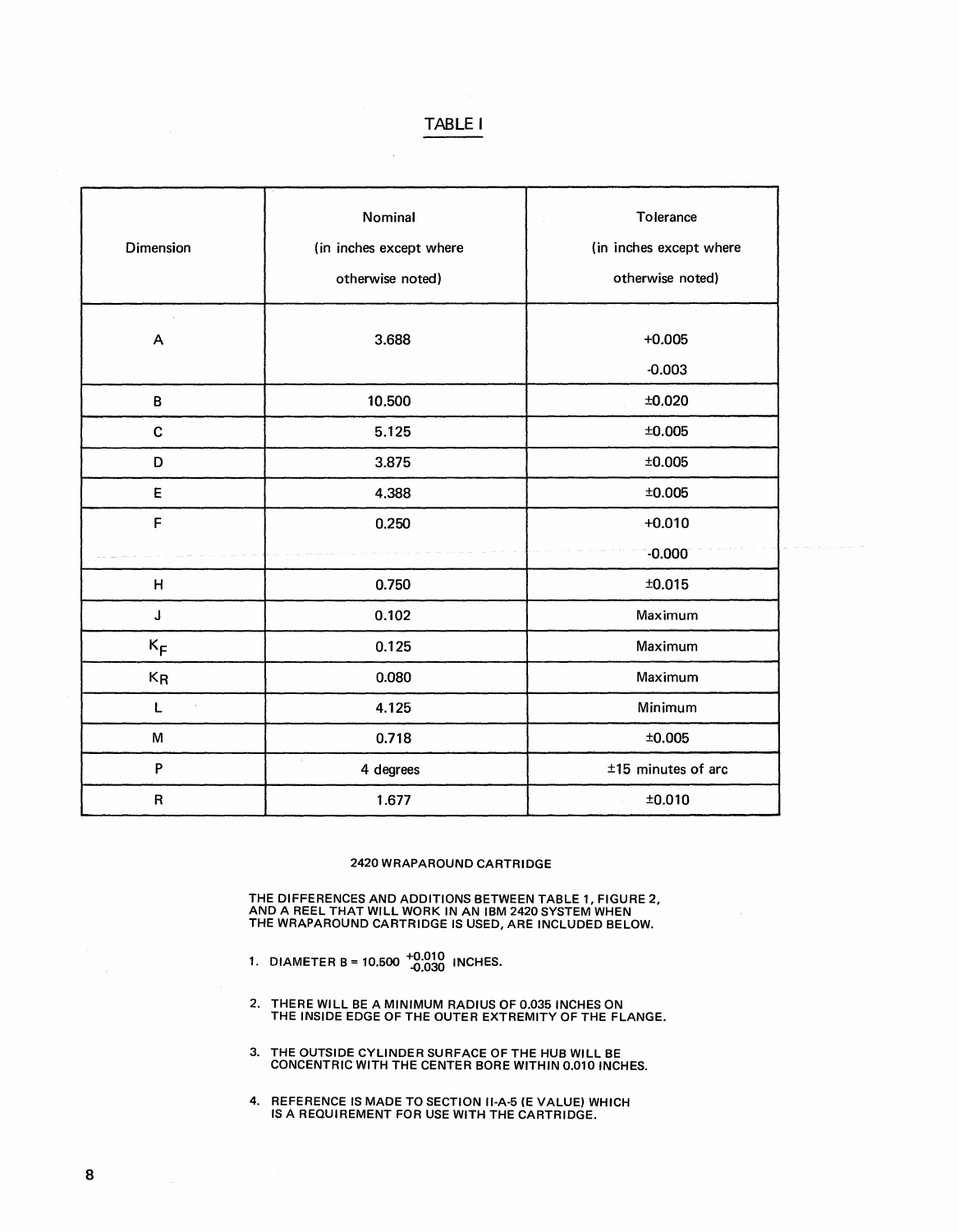# TABLE I

| Dimension | Nominal (in inches except where otherwise noted) | Tolerance (in inches except where otherwise noted) |
|---|---|---|
| A | 3.688 | +0.005 -0.003 |
| B | 10.500 | ±0.020 |
| C | 5.125 | ±0.005 |
| D | 3.875 | ±0.005 |
| E | 4.388 | ±0.005 |
| F | 0.250 | +0.010 -0.000 |
| H | 0.750 | ±0.015 |
| J | 0.102 | Maximum |
| $K_F$ | 0.125 | Maximum |
| $K_R$ | 0.080 | Maximum |
| L | 4.125 | Minimum |
| M | 0.718 | ±0.005 |
| P | 4 degrees | ±15 minutes of arc |
| R | 1.677 | ±0.010 |

## 2420 WRAPAROUND CARTRIDGE

THE DIFFERENCES AND ADDITIONS BETWEEN TABLE 1, FIGURE 2, AND A REEL THAT WILL WORK IN AN IBM 2420 SYSTEM WHEN THE WRAPAROUND CARTRIDGE IS USED, ARE INCLUDED BELOW.

1. DIAMETER B = $10.500^{+0.010}_{-0.030}$ INCHES.
2. THERE WILL BE A MINIMUM RADIUS OF 0.035 INCHES ON THE INSIDE EDGE OF THE OUTER EXTREMITY OF THE FLANGE.
3. THE OUTSIDE CYLINDER SURFACE OF THE HUB WILL BE CONCENTRIC WITH THE CENTER BORE WITHIN 0.010 INCHES.
4. REFERENCE IS MADE TO SECTION II-A-5 (E VALUE) WHICH IS A REQUIREMENT FOR USE WITH THE CARTRIDGE.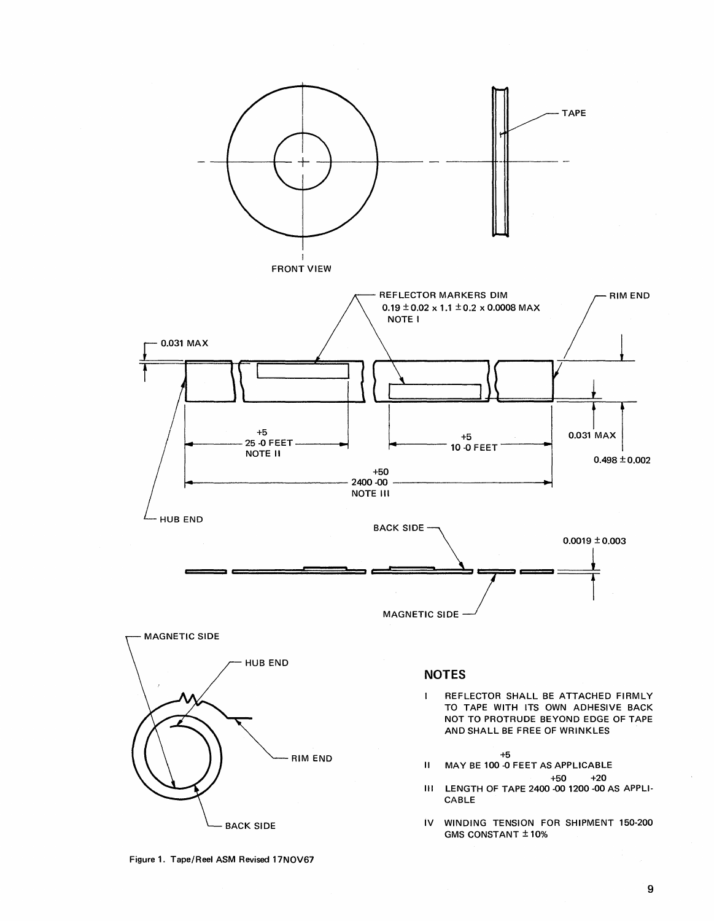FRONT VIEW

TAPE

REFLECTOR MARKERS DIM
0.19 ± 0.02 x 1.1 ± 0.2 x 0.0008 MAX
NOTE I

RIM END

0.031 MAX

$25^{+5}_{-0}$ FEET
NOTE II

$10^{+5}_{-0}$ FEET

0.031 MAX

0.498 ± 0.002

$2400^{+50}_{-00}$
NOTE III

HUB END

BACK SIDE

0.0019 ± 0.003

MAGNETIC SIDE

MAGNETIC SIDE

HUB END

RIM END

BACK SIDE

## NOTES

I REFLECTOR SHALL BE ATTACHED FIRMLY TO TAPE WITH ITS OWN ADHESIVE BACK NOT TO PROTRUDE BEYOND EDGE OF TAPE AND SHALL BE FREE OF WRINKLES

II MAY BE $100^{+5}_{-0}$ FEET AS APPLICABLE

III LENGTH OF TAPE $2400^{+50}_{-00}$ $1200^{+20}_{-00}$ AS APPLICABLE

IV WINDING TENSION FOR SHIPMENT 150-200 GMS CONSTANT ± 10%

Figure 1. Tape/Reel ASM Revised 17NOV67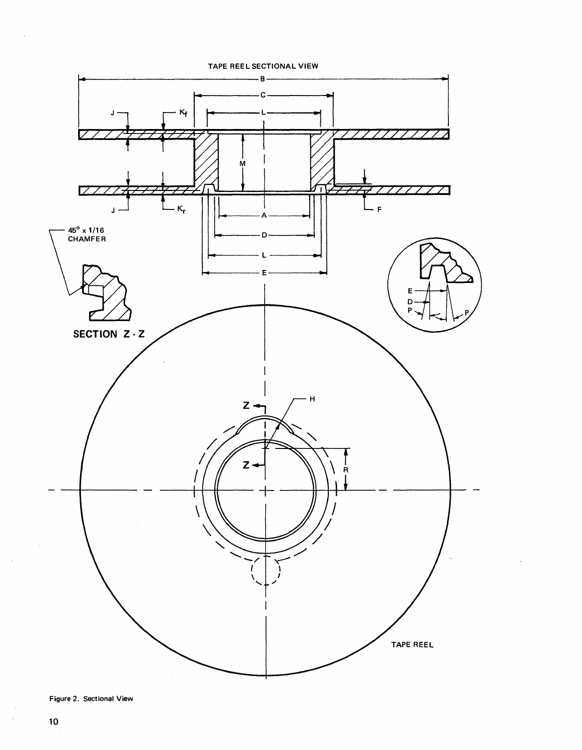TAPE REEL SECTIONAL VIEW

45° x 1/16 CHAMFER

SECTION Z - Z

TAPE REEL

Figure 2. Sectional View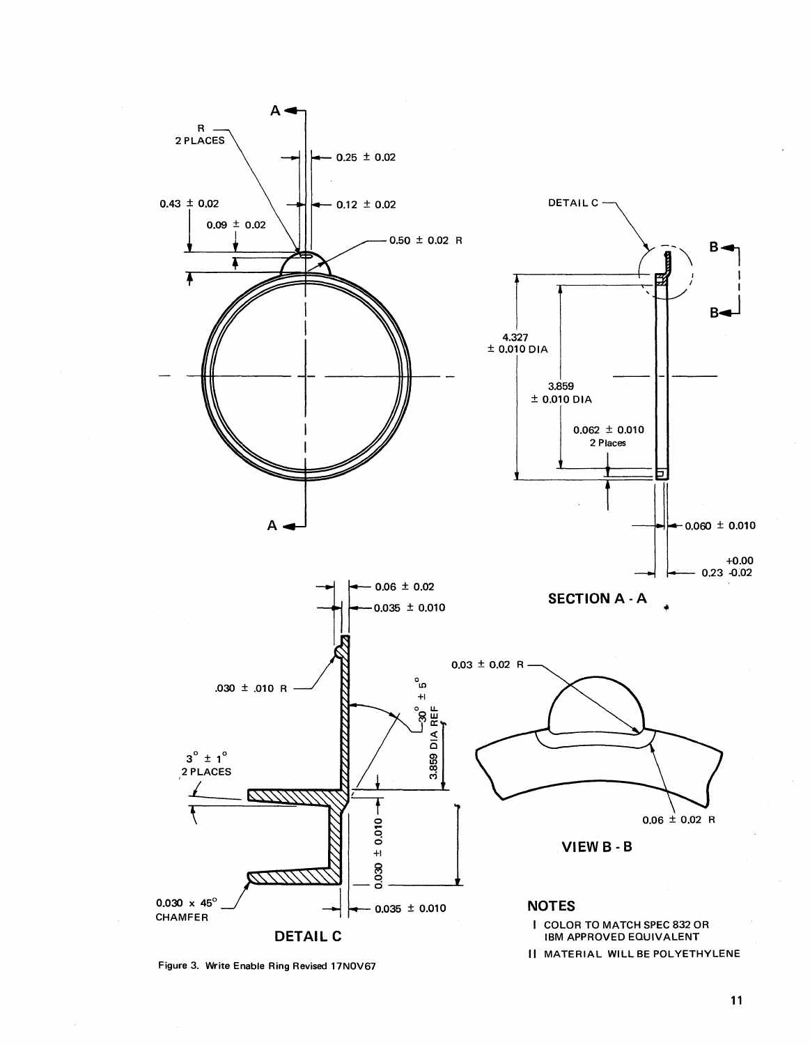A

R
2 PLACES

0.25 ± 0.02

0.43 ± 0.02

0.12 ± 0.02

0.09 ± 0.02

0.50 ± 0.02 R

A

DETAIL C

B

B

4.327
± 0.010 DIA

3.859
± 0.010 DIA

0.062 ± 0.010
2 Places

0.060 ± 0.010

+0.00
0.23 -0.02

SECTION A - A

0.06 ± 0.02

0.035 ± 0.010

.030 ± .010 R

$30^\circ \pm 5^\circ$

3.859 DIA REF

$3^\circ \pm 1^\circ$
2 PLACES

0.030 ± 0.010

0.030 x 45°
CHAMFER

0.035 ± 0.010

DETAIL C

0.03 ± 0.02 R

0.06 ± 0.02 R

VIEW B - B

## NOTES

I COLOR TO MATCH SPEC 832 OR IBM APPROVED EQUIVALENT

II MATERIAL WILL BE POLYETHYLENE

Figure 3. Write Enable Ring Revised 17NOV67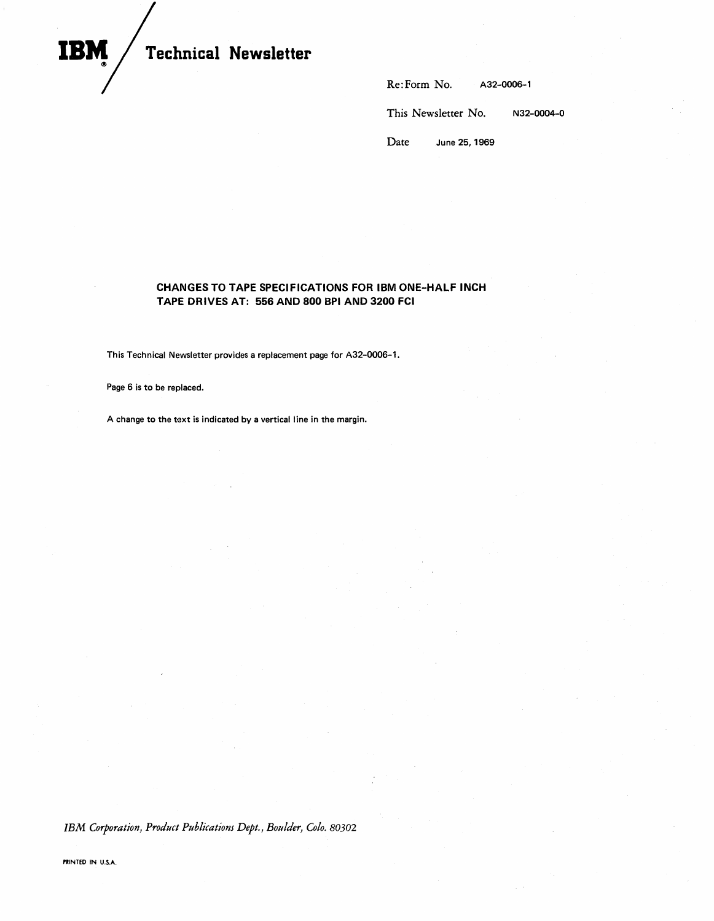**IBM** / **Technical Newsletter**

Re: Form No. A32-0006-1

This Newsletter No. N32-0004-0

Date June 25, 1969

## CHANGES TO TAPE SPECIFICATIONS FOR IBM ONE-HALF INCH TAPE DRIVES AT: 556 AND 800 BPI AND 3200 FCI

This Technical Newsletter provides a replacement page for A32-0006-1.

Page 6 is to be replaced.

A change to the text is indicated by a vertical line in the margin.

*IBM Corporation, Product Publications Dept., Boulder, Colo. 80302*

PRINTED IN U.S.A.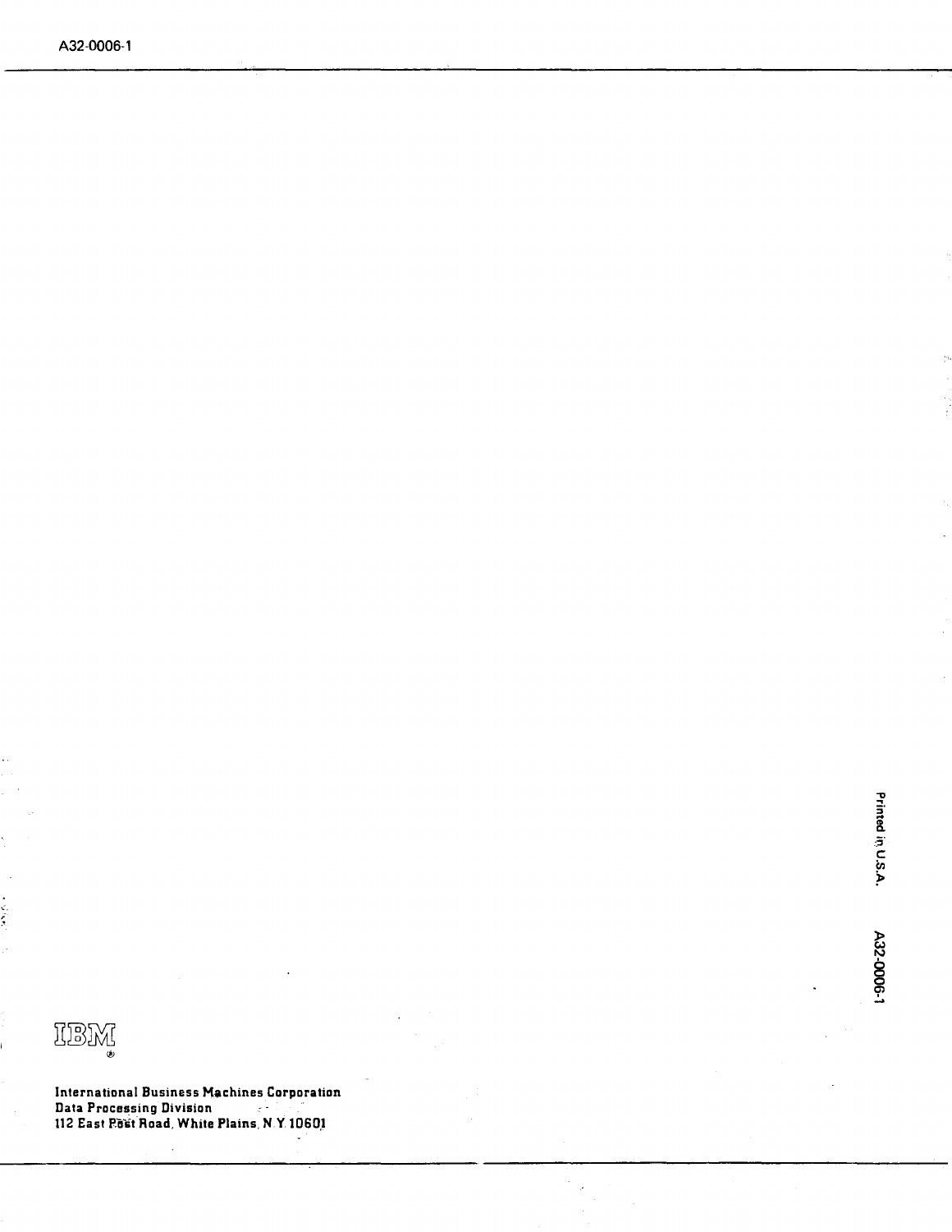Printed in U.S.A. A32-0006-1

IBM

**International Business Machines Corporation**
**Data Processing Division**
**112 East Post Road, White Plains, N.Y. 10601**